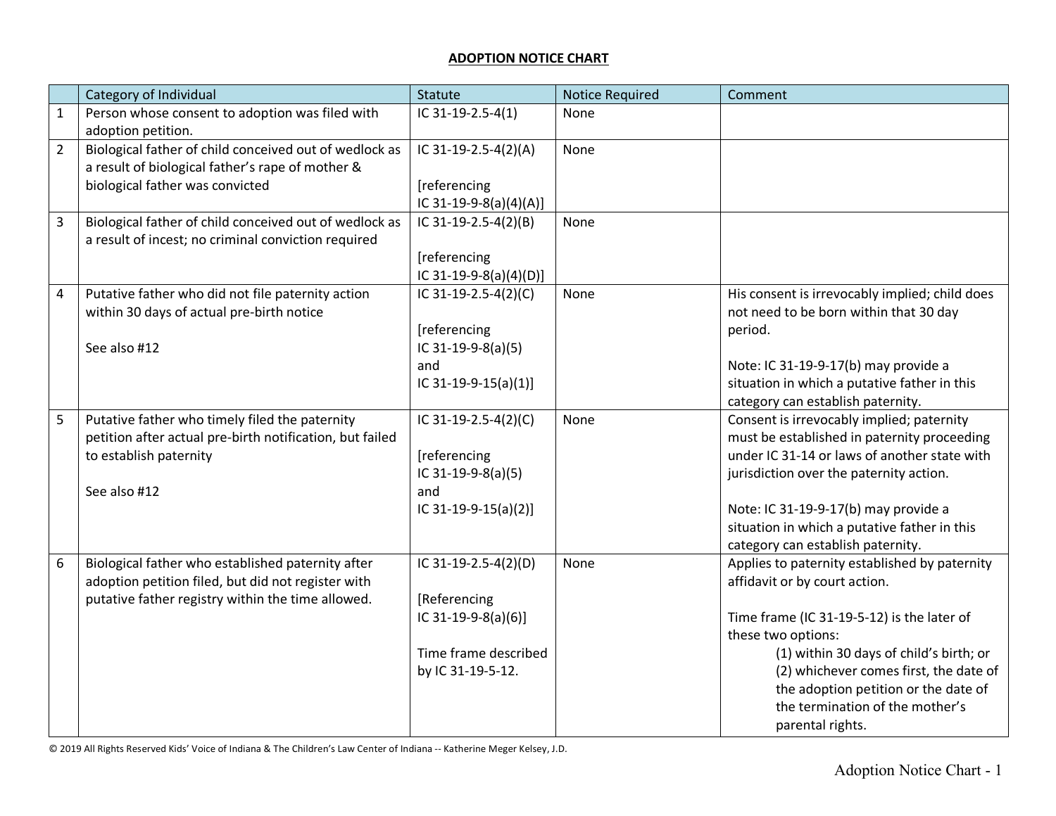# ADOPTION NOTICE CHART

| | Category of Individual | Statute | Notice Required | Comment |
|---|---|---|---|---|
| 1 | Person whose consent to adoption was filed with adoption petition. | IC 31-19-2.5-4(1) | None | |
| 2 | Biological father of child conceived out of wedlock as a result of biological father's rape of mother & biological father was convicted | IC 31-19-2.5-4(2)(A)<br><br>[referencing IC 31-19-9-8(a)(4)(A)] | None | |
| 3 | Biological father of child conceived out of wedlock as a result of incest; no criminal conviction required | IC 31-19-2.5-4(2)(B)<br><br>[referencing IC 31-19-9-8(a)(4)(D)] | None | |
| 4 | Putative father who did not file paternity action within 30 days of actual pre-birth notice<br><br>See also #12 | IC 31-19-2.5-4(2)(C)<br><br>[referencing IC 31-19-9-8(a)(5) and IC 31-19-9-15(a)(1)] | None | His consent is irrevocably implied; child does not need to be born within that 30 day period.<br><br>Note: IC 31-19-9-17(b) may provide a situation in which a putative father in this category can establish paternity. |
| 5 | Putative father who timely filed the paternity petition after actual pre-birth notification, but failed to establish paternity<br><br>See also #12 | IC 31-19-2.5-4(2)(C)<br><br>[referencing IC 31-19-9-8(a)(5) and IC 31-19-9-15(a)(2)] | None | Consent is irrevocably implied; paternity must be established in paternity proceeding under IC 31-14 or laws of another state with jurisdiction over the paternity action.<br><br>Note: IC 31-19-9-17(b) may provide a situation in which a putative father in this category can establish paternity. |
| 6 | Biological father who established paternity after adoption petition filed, but did not register with putative father registry within the time allowed. | IC 31-19-2.5-4(2)(D)<br><br>[Referencing IC 31-19-9-8(a)(6)]<br><br>Time frame described by IC 31-19-5-12. | None | Applies to paternity established by paternity affidavit or by court action.<br><br>Time frame (IC 31-19-5-12) is the later of these two options:<br>(1) within 30 days of child's birth; or<br>(2) whichever comes first, the date of the adoption petition or the date of the termination of the mother's parental rights. |

© 2019 All Rights Reserved Kids' Voice of Indiana & The Children's Law Center of Indiana -- Katherine Meger Kelsey, J.D.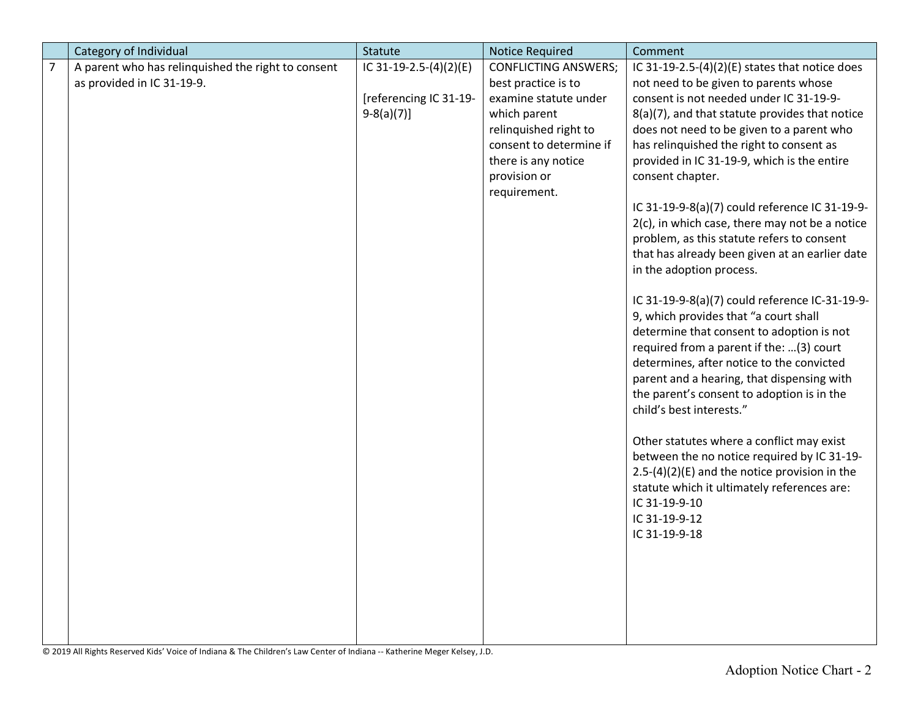| | Category of Individual | Statute | Notice Required | Comment |
|---|---|---|---|---|
| 7 | A parent who has relinquished the right to consent as provided in IC 31-19-9. | IC 31-19-2.5-(4)(2)(E)<br><br>[referencing IC 31-19-9-8(a)(7)] | CONFLICTING ANSWERS; best practice is to examine statute under which parent relinquished right to consent to determine if there is any notice provision or requirement. | IC 31-19-2.5-(4)(2)(E) states that notice does not need to be given to parents whose consent is not needed under IC 31-19-9-8(a)(7), and that statute provides that notice does not need to be given to a parent who has relinquished the right to consent as provided in IC 31-19-9, which is the entire consent chapter.<br><br>IC 31-19-9-8(a)(7) could reference IC 31-19-9-2(c), in which case, there may not be a notice problem, as this statute refers to consent that has already been given at an earlier date in the adoption process.<br><br>IC 31-19-9-8(a)(7) could reference IC-31-19-9-9, which provides that "a court shall determine that consent to adoption is not required from a parent if the: …(3) court determines, after notice to the convicted parent and a hearing, that dispensing with the parent's consent to adoption is in the child's best interests."<br><br>Other statutes where a conflict may exist between the no notice required by IC 31-19-2.5-(4)(2)(E) and the notice provision in the statute which it ultimately references are:<br>IC 31-19-9-10<br>IC 31-19-9-12<br>IC 31-19-9-18 |

© 2019 All Rights Reserved Kids' Voice of Indiana & The Children's Law Center of Indiana -- Katherine Meger Kelsey, J.D.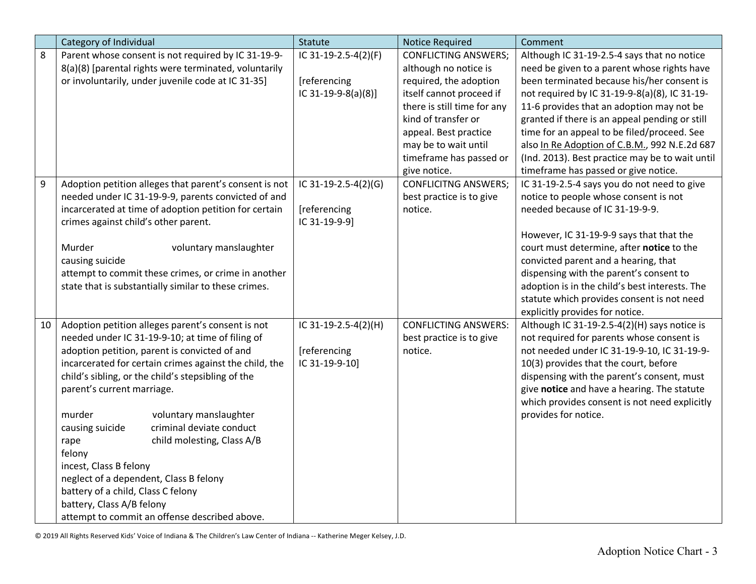| | Category of Individual | Statute | Notice Required | Comment |
|---|---|---|---|---|
| 8 | Parent whose consent is not required by IC 31-19-9-8(a)(8) [parental rights were terminated, voluntarily or involuntarily, under juvenile code at IC 31-35] | IC 31-19-2.5-4(2)(F)<br><br>[referencing IC 31-19-9-8(a)(8)] | CONFLICTING ANSWERS; although no notice is required, the adoption itself cannot proceed if there is still time for any kind of transfer or appeal. Best practice may be to wait until timeframe has passed or give notice. | Although IC 31-19-2.5-4 says that no notice need be given to a parent whose rights have been terminated because his/her consent is not required by IC 31-19-9-8(a)(8), IC 31-19-11-6 provides that an adoption may not be granted if there is an appeal pending or still time for an appeal to be filed/proceed. See also In Re Adoption of C.B.M., 992 N.E.2d 687 (Ind. 2013). Best practice may be to wait until timeframe has passed or give notice. |
| 9 | Adoption petition alleges that parent's consent is not needed under IC 31-19-9-9, parents convicted of and incarcerated at time of adoption petition for certain crimes against child's other parent.<br><br>Murder voluntary manslaughter<br>causing suicide<br>attempt to commit these crimes, or crime in another state that is substantially similar to these crimes. | IC 31-19-2.5-4(2)(G)<br><br>[referencing IC 31-19-9-9] | CONFLICITNG ANSWERS; best practice is to give notice. | IC 31-19-2.5-4 says you do not need to give notice to people whose consent is not needed because of IC 31-19-9-9.<br><br>However, IC 31-19-9-9 says that that the court must determine, after **notice** to the convicted parent and a hearing, that dispensing with the parent's consent to adoption is in the child's best interests. The statute which provides consent is not need explicitly provides for notice. |
| 10 | Adoption petition alleges parent's consent is not needed under IC 31-19-9-10; at time of filing of adoption petition, parent is convicted of and incarcerated for certain crimes against the child, the child's sibling, or the child's stepsibling of the parent's current marriage.<br><br>murder voluntary manslaughter<br>causing suicide criminal deviate conduct<br>rape child molesting, Class A/B felony<br>incest, Class B felony<br>neglect of a dependent, Class B felony<br>battery of a child, Class C felony<br>battery, Class A/B felony<br>attempt to commit an offense described above. | IC 31-19-2.5-4(2)(H)<br><br>[referencing IC 31-19-9-10] | CONFLICTING ANSWERS: best practice is to give notice. | Although IC 31-19-2.5-4(2)(H) says notice is not required for parents whose consent is not needed under IC 31-19-9-10, IC 31-19-9-10(3) provides that the court, before dispensing with the parent's consent, must give **notice** and have a hearing. The statute which provides consent is not need explicitly provides for notice. |

© 2019 All Rights Reserved Kids' Voice of Indiana & The Children's Law Center of Indiana -- Katherine Meger Kelsey, J.D.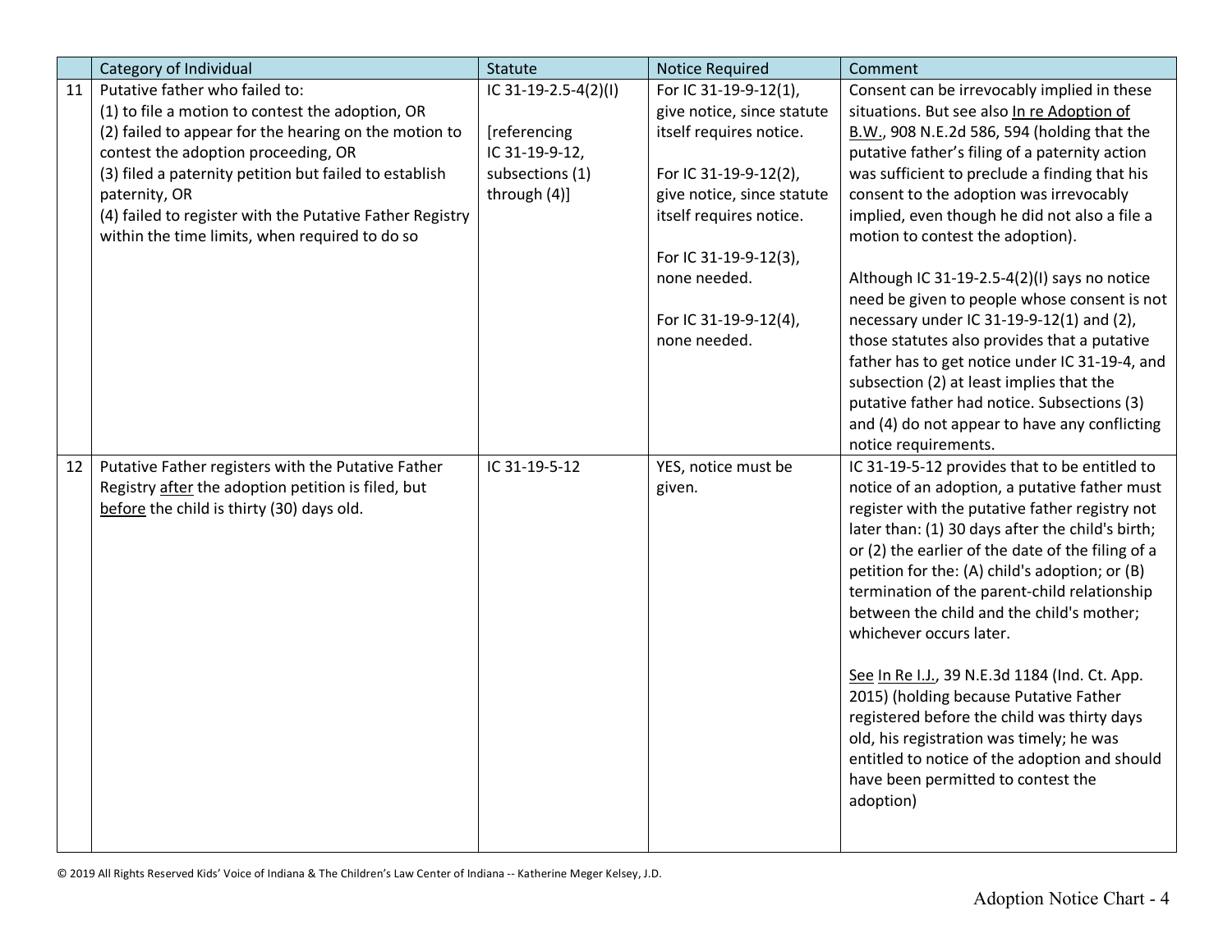| | Category of Individual | Statute | Notice Required | Comment |
|---|---|---|---|---|
| 11 | Putative father who failed to:<br>(1) to file a motion to contest the adoption, OR<br>(2) failed to appear for the hearing on the motion to contest the adoption proceeding, OR<br>(3) filed a paternity petition but failed to establish paternity, OR<br>(4) failed to register with the Putative Father Registry within the time limits, when required to do so | IC 31-19-2.5-4(2)(I)<br><br>[referencing IC 31-19-9-12, subsections (1) through (4)] | For IC 31-19-9-12(1), give notice, since statute itself requires notice.<br><br>For IC 31-19-9-12(2), give notice, since statute itself requires notice.<br><br>For IC 31-19-9-12(3), none needed.<br><br>For IC 31-19-9-12(4), none needed. | Consent can be irrevocably implied in these situations. But see also <u>In re Adoption of B.W.</u>, 908 N.E.2d 586, 594 (holding that the putative father's filing of a paternity action was sufficient to preclude a finding that his consent to the adoption was irrevocably implied, even though he did not also a file a motion to contest the adoption).<br><br>Although IC 31-19-2.5-4(2)(I) says no notice need be given to people whose consent is not necessary under IC 31-19-9-12(1) and (2), those statutes also provides that a putative father has to get notice under IC 31-19-4, and subsection (2) at least implies that the putative father had notice. Subsections (3) and (4) do not appear to have any conflicting notice requirements. |
| 12 | Putative Father registers with the Putative Father Registry <u>after</u> the adoption petition is filed, but <u>before</u> the child is thirty (30) days old. | IC 31-19-5-12 | YES, notice must be given. | IC 31-19-5-12 provides that to be entitled to notice of an adoption, a putative father must register with the putative father registry not later than: (1) 30 days after the child's birth; or (2) the earlier of the date of the filing of a petition for the: (A) child's adoption; or (B) termination of the parent-child relationship between the child and the child's mother; whichever occurs later.<br><br><u>See</u> <u>In Re I.J.</u>, 39 N.E.3d 1184 (Ind. Ct. App. 2015) (holding because Putative Father registered before the child was thirty days old, his registration was timely; he was entitled to notice of the adoption and should have been permitted to contest the adoption) |

© 2019 All Rights Reserved Kids' Voice of Indiana & The Children's Law Center of Indiana -- Katherine Meger Kelsey, J.D.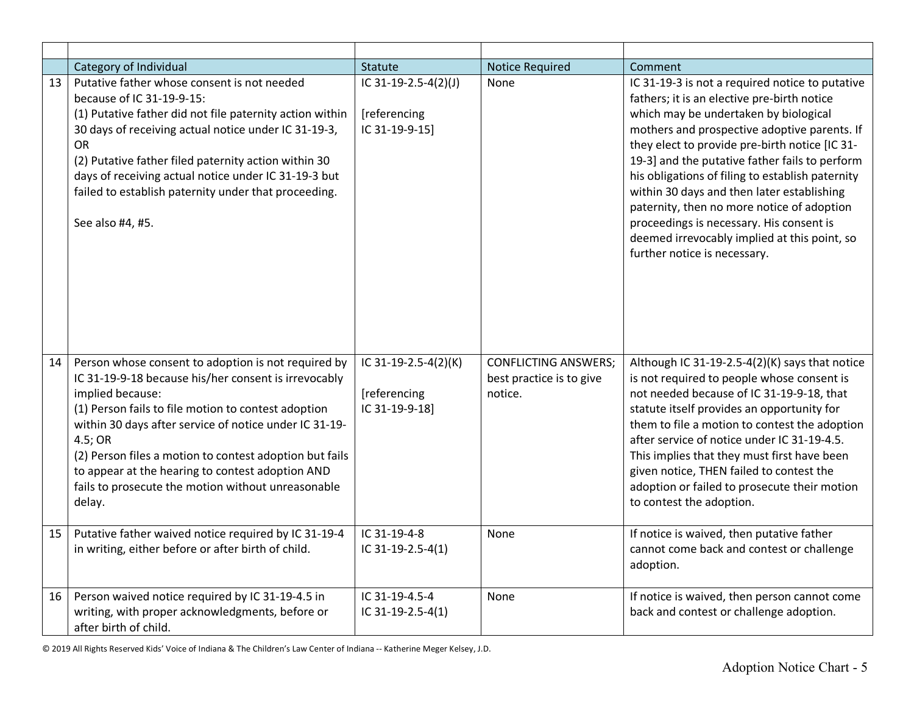| | Category of Individual | Statute | Notice Required | Comment |
|---|---|---|---|---|
| 13 | Putative father whose consent is not needed because of IC 31-19-9-15:<br>(1) Putative father did not file paternity action within 30 days of receiving actual notice under IC 31-19-3, OR<br>(2) Putative father filed paternity action within 30 days of receiving actual notice under IC 31-19-3 but failed to establish paternity under that proceeding.<br><br>See also #4, #5. | IC 31-19-2.5-4(2)(J)<br><br>[referencing IC 31-19-9-15] | None | IC 31-19-3 is not a required notice to putative fathers; it is an elective pre-birth notice which may be undertaken by biological mothers and prospective adoptive parents. If they elect to provide pre-birth notice [IC 31-19-3] and the putative father fails to perform his obligations of filing to establish paternity within 30 days and then later establishing paternity, then no more notice of adoption proceedings is necessary. His consent is deemed irrevocably implied at this point, so further notice is necessary. |
| 14 | Person whose consent to adoption is not required by IC 31-19-9-18 because his/her consent is irrevocably implied because:<br>(1) Person fails to file motion to contest adoption within 30 days after service of notice under IC 31-19-4.5; OR<br>(2) Person files a motion to contest adoption but fails to appear at the hearing to contest adoption AND fails to prosecute the motion without unreasonable delay. | IC 31-19-2.5-4(2)(K)<br><br>[referencing IC 31-19-9-18] | CONFLICTING ANSWERS; best practice is to give notice. | Although IC 31-19-2.5-4(2)(K) says that notice is not required to people whose consent is not needed because of IC 31-19-9-18, that statute itself provides an opportunity for them to file a motion to contest the adoption after service of notice under IC 31-19-4.5. This implies that they must first have been given notice, THEN failed to contest the adoption or failed to prosecute their motion to contest the adoption. |
| 15 | Putative father waived notice required by IC 31-19-4 in writing, either before or after birth of child. | IC 31-19-4-8<br>IC 31-19-2.5-4(1) | None | If notice is waived, then putative father cannot come back and contest or challenge adoption. |
| 16 | Person waived notice required by IC 31-19-4.5 in writing, with proper acknowledgments, before or after birth of child. | IC 31-19-4.5-4<br>IC 31-19-2.5-4(1) | None | If notice is waived, then person cannot come back and contest or challenge adoption. |

© 2019 All Rights Reserved Kids' Voice of Indiana & The Children's Law Center of Indiana -- Katherine Meger Kelsey, J.D.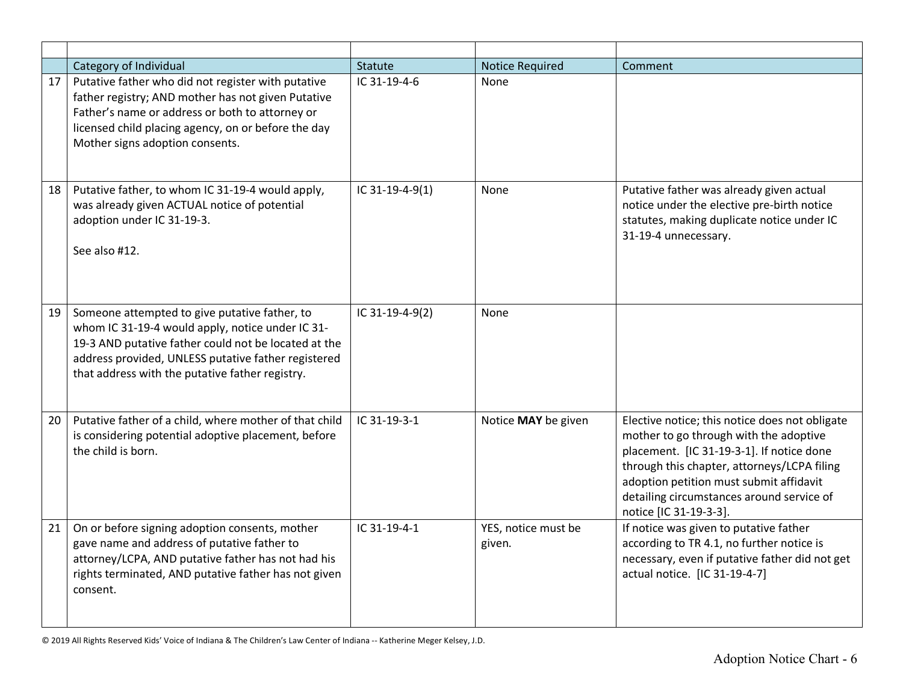| | Category of Individual | Statute | Notice Required | Comment |
|---|---|---|---|---|
| 17 | Putative father who did not register with putative father registry; AND mother has not given Putative Father's name or address or both to attorney or licensed child placing agency, on or before the day Mother signs adoption consents. | IC 31-19-4-6 | None | |
| 18 | Putative father, to whom IC 31-19-4 would apply, was already given ACTUAL notice of potential adoption under IC 31-19-3.<br><br>See also #12. | IC 31-19-4-9(1) | None | Putative father was already given actual notice under the elective pre-birth notice statutes, making duplicate notice under IC 31-19-4 unnecessary. |
| 19 | Someone attempted to give putative father, to whom IC 31-19-4 would apply, notice under IC 31-19-3 AND putative father could not be located at the address provided, UNLESS putative father registered that address with the putative father registry. | IC 31-19-4-9(2) | None | |
| 20 | Putative father of a child, where mother of that child is considering potential adoptive placement, before the child is born. | IC 31-19-3-1 | Notice **MAY** be given | Elective notice; this notice does not obligate mother to go through with the adoptive placement. [IC 31-19-3-1]. If notice done through this chapter, attorneys/LCPA filing adoption petition must submit affidavit detailing circumstances around service of notice [IC 31-19-3-3]. |
| 21 | On or before signing adoption consents, mother gave name and address of putative father to attorney/LCPA, AND putative father has not had his rights terminated, AND putative father has not given consent. | IC 31-19-4-1 | YES, notice must be given. | If notice was given to putative father according to TR 4.1, no further notice is necessary, even if putative father did not get actual notice. [IC 31-19-4-7] |

© 2019 All Rights Reserved Kids' Voice of Indiana & The Children's Law Center of Indiana -- Katherine Meger Kelsey, J.D.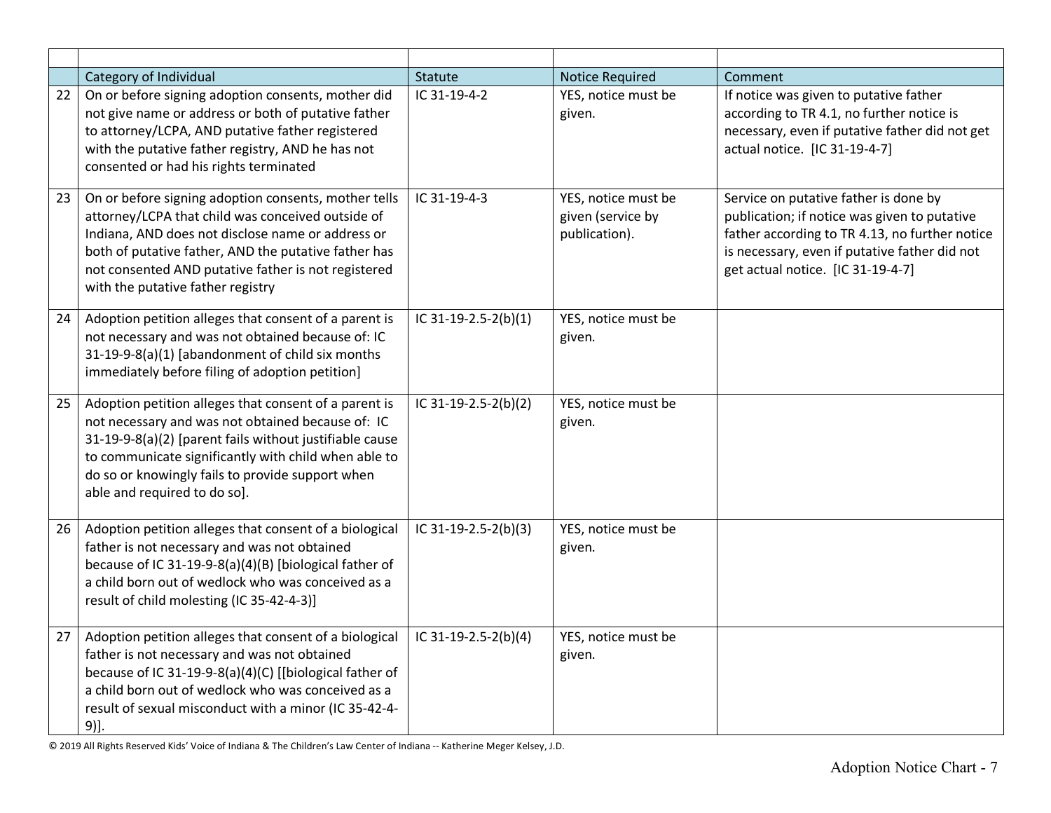| | Category of Individual | Statute | Notice Required | Comment |
|---|---|---|---|---|
| 22 | On or before signing adoption consents, mother did not give name or address or both of putative father to attorney/LCPA, AND putative father registered with the putative father registry, AND he has not consented or had his rights terminated | IC 31-19-4-2 | YES, notice must be given. | If notice was given to putative father according to TR 4.1, no further notice is necessary, even if putative father did not get actual notice. [IC 31-19-4-7] |
| 23 | On or before signing adoption consents, mother tells attorney/LCPA that child was conceived outside of Indiana, AND does not disclose name or address or both of putative father, AND the putative father has not consented AND putative father is not registered with the putative father registry | IC 31-19-4-3 | YES, notice must be given (service by publication). | Service on putative father is done by publication; if notice was given to putative father according to TR 4.13, no further notice is necessary, even if putative father did not get actual notice. [IC 31-19-4-7] |
| 24 | Adoption petition alleges that consent of a parent is not necessary and was not obtained because of: IC 31-19-9-8(a)(1) [abandonment of child six months immediately before filing of adoption petition] | IC 31-19-2.5-2(b)(1) | YES, notice must be given. | |
| 25 | Adoption petition alleges that consent of a parent is not necessary and was not obtained because of: IC 31-19-9-8(a)(2) [parent fails without justifiable cause to communicate significantly with child when able to do so or knowingly fails to provide support when able and required to do so]. | IC 31-19-2.5-2(b)(2) | YES, notice must be given. | |
| 26 | Adoption petition alleges that consent of a biological father is not necessary and was not obtained because of IC 31-19-9-8(a)(4)(B) [biological father of a child born out of wedlock who was conceived as a result of child molesting (IC 35-42-4-3)] | IC 31-19-2.5-2(b)(3) | YES, notice must be given. | |
| 27 | Adoption petition alleges that consent of a biological father is not necessary and was not obtained because of IC 31-19-9-8(a)(4)(C) [[biological father of a child born out of wedlock who was conceived as a result of sexual misconduct with a minor (IC 35-42-4-9)]. | IC 31-19-2.5-2(b)(4) | YES, notice must be given. | |

© 2019 All Rights Reserved Kids' Voice of Indiana & The Children's Law Center of Indiana -- Katherine Meger Kelsey, J.D.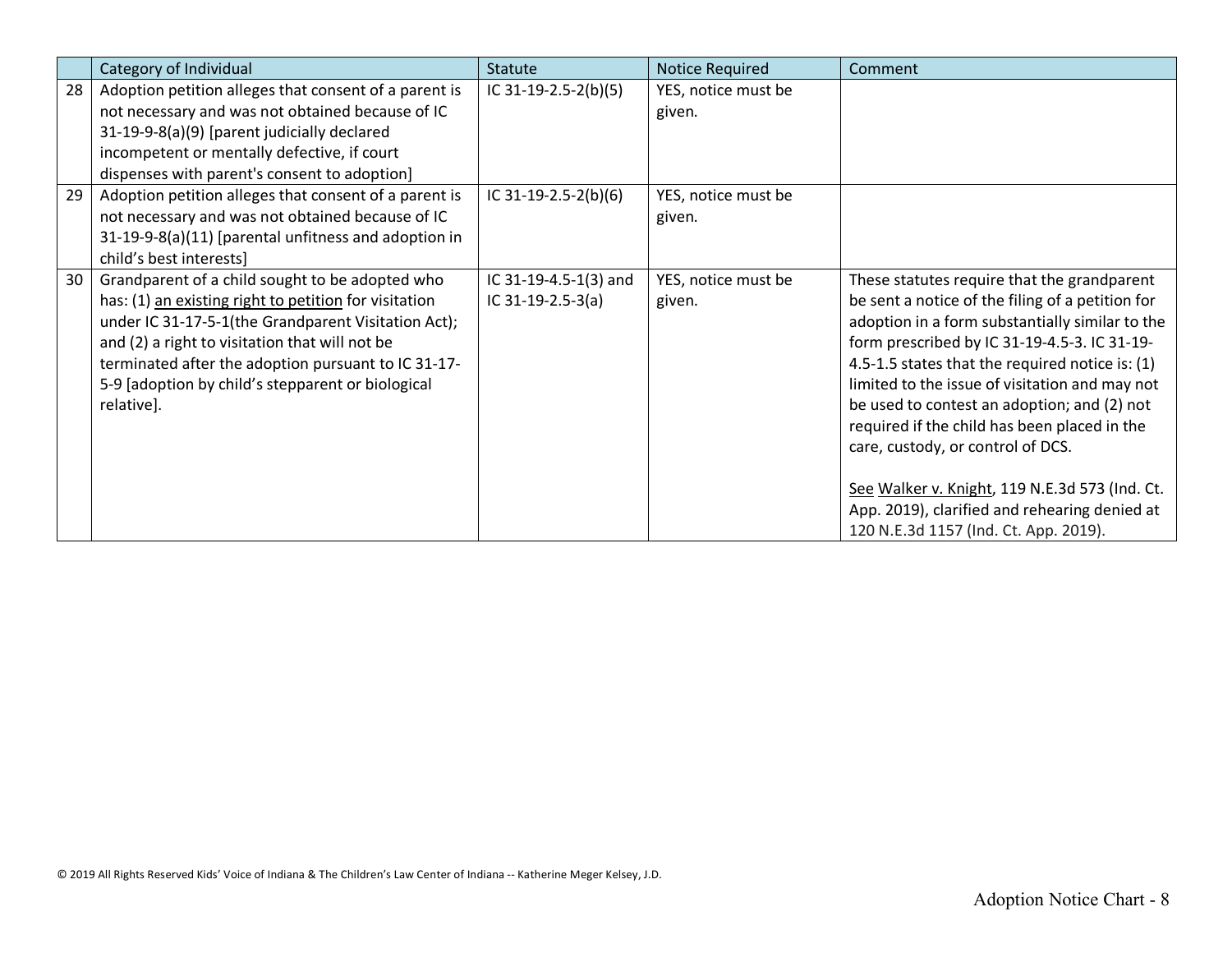| | Category of Individual | Statute | Notice Required | Comment |
|---|---|---|---|---|
| 28 | Adoption petition alleges that consent of a parent is not necessary and was not obtained because of IC 31-19-9-8(a)(9) [parent judicially declared incompetent or mentally defective, if court dispenses with parent's consent to adoption] | IC 31-19-2.5-2(b)(5) | YES, notice must be given. | |
| 29 | Adoption petition alleges that consent of a parent is not necessary and was not obtained because of IC 31-19-9-8(a)(11) [parental unfitness and adoption in child's best interests] | IC 31-19-2.5-2(b)(6) | YES, notice must be given. | |
| 30 | Grandparent of a child sought to be adopted who has: (1) <u>an existing right to petition</u> for visitation under IC 31-17-5-1(the Grandparent Visitation Act); and (2) a right to visitation that will not be terminated after the adoption pursuant to IC 31-17-5-9 [adoption by child's stepparent or biological relative]. | IC 31-19-4.5-1(3) and IC 31-19-2.5-3(a) | YES, notice must be given. | These statutes require that the grandparent be sent a notice of the filing of a petition for adoption in a form substantially similar to the form prescribed by IC 31-19-4.5-3. IC 31-19-4.5-1.5 states that the required notice is: (1) limited to the issue of visitation and may not be used to contest an adoption; and (2) not required if the child has been placed in the care, custody, or control of DCS.<br><br><u>See</u> <u>Walker v. Knight</u>, 119 N.E.3d 573 (Ind. Ct. App. 2019), clarified and rehearing denied at 120 N.E.3d 1157 (Ind. Ct. App. 2019). |

© 2019 All Rights Reserved Kids' Voice of Indiana & The Children's Law Center of Indiana -- Katherine Meger Kelsey, J.D.